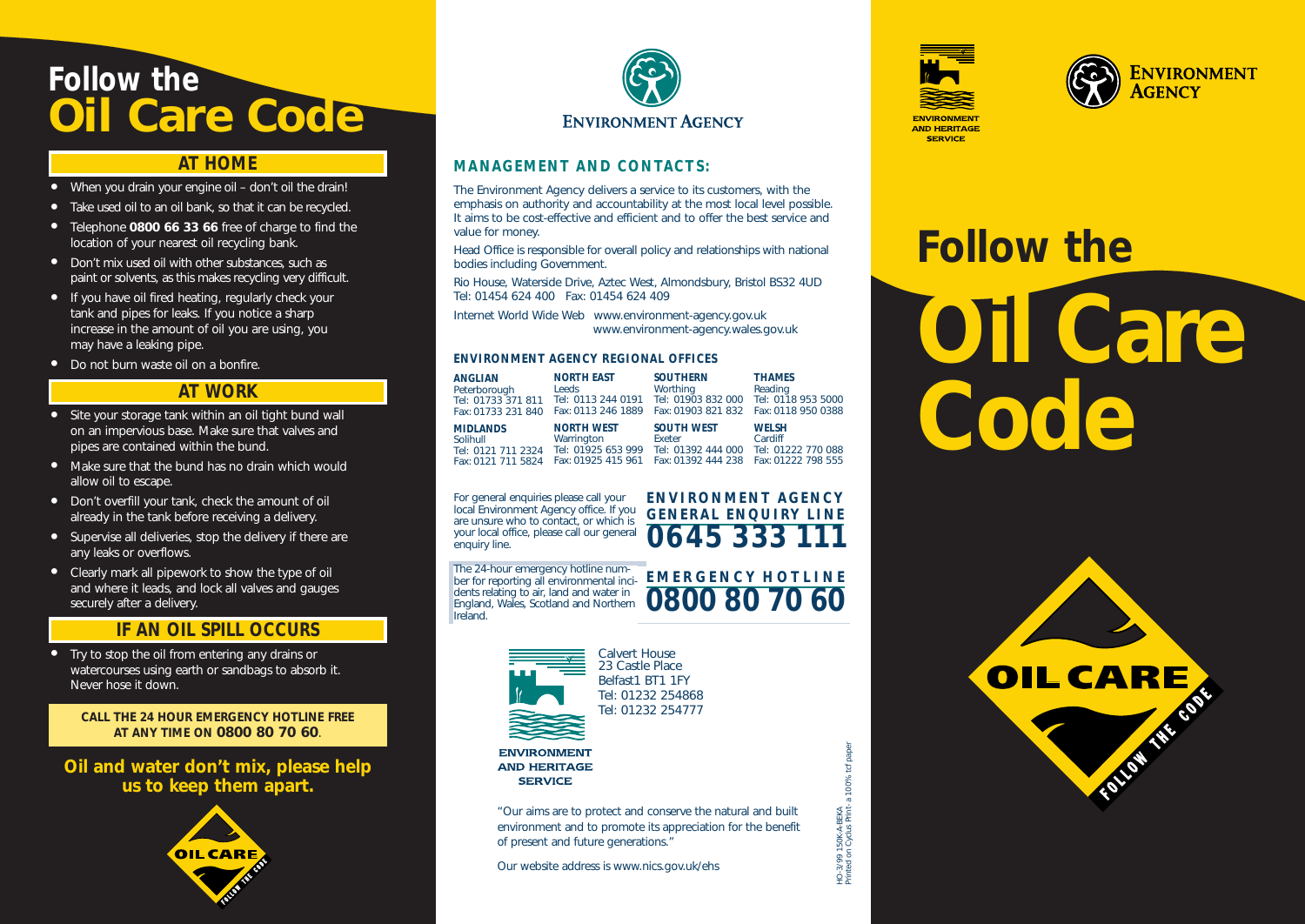# Follow the Oil Care Code

## AT HOME

- When you drain your engine oil – don't oil the drain!
- Take used oil to an oil bank, so that it can be recycled.
- Telephone **0800 66 33 66** free of charge to find the location of your nearest oil recycling bank.
- Don't mix used oil with other substances, such as paint or solvents, as this makes recycling very difficult.
- If you have oil fired heating, regularly check your tank and pipes for leaks. If you notice a sharp increase in the amount of oil you are using, you may have a leaking pipe.
- Do not burn waste oil on a bonfire.

## AT WORK

- Site your storage tank within an oil tight bund wall on an impervious base. Make sure that valves and pipes are contained within the bund.
- Make sure that the bund has no drain which would allow oil to escape.
- Don't overfill your tank, check the amount of oil already in the tank before receiving a delivery.
- Supervise all deliveries, stop the delivery if there are any leaks or overflows.
- Clearly mark all pipework to show the type of oil and where it leads, and lock all valves and gauges securely after a delivery.

## IF AN OIL SPILL OCCURS

- Try to stop the oil from entering any drains or watercourses using earth or sandbags to absorb it. Never hose it down.

**CALL THE 24 HOUR EMERGENCY HOTLINE FREE AT ANY TIME ON 0800 80 70 60.**

**Oil and water don't mix, please help us to keep them apart.**

OIL CARE – FOLLOW THE CODE

ENVIRONMENT AGENCY

## MANAGEMENT AND CONTACTS:

The Environment Agency delivers a service to its customers, with the emphasis on authority and accountability at the most local level possible. It aims to be cost-effective and efficient and to offer the best service and value for money.

Head Office is responsible for overall policy and relationships with national bodies including Government.

Rio House, Waterside Drive, Aztec West, Almondsbury, Bristol BS32 4UD
Tel: 01454 624 400 Fax: 01454 624 409

Internet World Wide Web www.environment-agency.gov.uk
www.environment-agency.wales.gov.uk

### ENVIRONMENT AGENCY REGIONAL OFFICES

| ANGLIAN | NORTH EAST | SOUTHERN | THAMES |
|---|---|---|---|
| Peterborough | Leeds | Worthing | Reading |
| Tel: 01733 371 811 | Tel: 0113 244 0191 | Tel: 01903 832 000 | Tel: 0118 953 5000 |
| Fax: 01733 231 840 | Fax: 0113 246 1889 | Fax: 01903 821 832 | Fax: 0118 950 0388 |
| **MIDLANDS** | **NORTH WEST** | **SOUTH WEST** | **WELSH** |
| Solihull | Warrington | Exeter | Cardiff |
| Tel: 0121 711 2324 | Tel: 01925 653 999 | Tel: 01392 444 000 | Tel: 01222 770 088 |
| Fax: 0121 711 5824 | Fax: 01925 415 961 | Fax: 01392 444 238 | Fax: 01222 798 555 |

For general enquiries please call your local Environment Agency office. If you are unsure who to contact, or which is your local office, please call our general enquiry line.

**ENVIRONMENT AGENCY GENERAL ENQUIRY LINE**
**0645 333 111**

The 24-hour emergency hotline number for reporting all environmental incidents relating to air, land and water in England, Wales, Scotland and Northern Ireland.

**EMERGENCY HOTLINE**
**0800 80 70 60**

ENVIRONMENT AND HERITAGE SERVICE

Calvert House
23 Castle Place
Belfast1 BT1 1FY
Tel: 01232 254868
Tel: 01232 254777

"Our aims are to protect and conserve the natural and built environment and to promote its appreciation for the benefit of present and future generations."

Our website address is www.nics.gov.uk/ehs

HO-3/99 150K-A-BEKA
Printed on Cyclus Print- a 100% tcf paper

ENVIRONMENT AND HERITAGE SERVICE

ENVIRONMENT AGENCY

# Follow the Oil Care Code

OIL CARE – FOLLOW THE CODE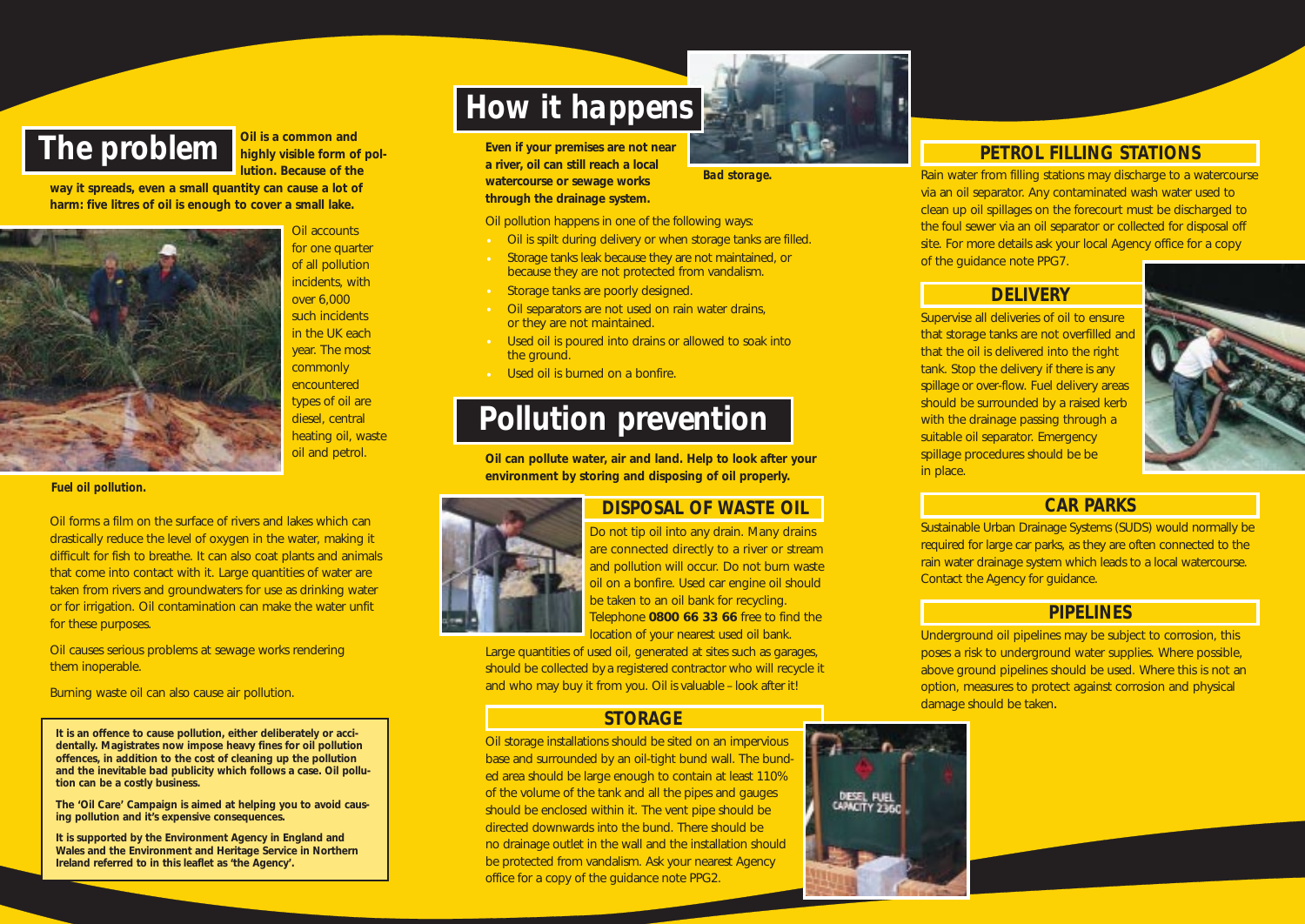# The problem

**Oil is a common and highly visible form of pollution. Because of the way it spreads, even a small quantity can cause a lot of harm: five litres of oil is enough to cover a small lake.**

Oil accounts for one quarter of all pollution incidents, with over 6,000 such incidents in the UK each year. The most commonly encountered types of oil are diesel, central heating oil, waste oil and petrol.

**Fuel oil pollution.**

Oil forms a film on the surface of rivers and lakes which can drastically reduce the level of oxygen in the water, making it difficult for fish to breathe. It can also coat plants and animals that come into contact with it. Large quantities of water are taken from rivers and groundwaters for use as drinking water or for irrigation. Oil contamination can make the water unfit for these purposes.

Oil causes serious problems at sewage works rendering them inoperable.

Burning waste oil can also cause air pollution.

**It is an offence to cause pollution, either deliberately or accidentally. Magistrates now impose heavy fines for oil pollution offences, in addition to the cost of cleaning up the pollution and the inevitable bad publicity which follows a case. Oil pollution can be a costly business.**

**The 'Oil Care' Campaign is aimed at helping you to avoid causing pollution and it's expensive consequences.**

**It is supported by the Environment Agency in England and Wales and the Environment and Heritage Service in Northern Ireland referred to in this leaflet as 'the Agency'.**

# How it happens

**Even if your premises are not near a river, oil can still reach a local watercourse or sewage works through the drainage system.**

**Bad storage.**

Oil pollution happens in one of the following ways:

- Oil is spilt during delivery or when storage tanks are filled.
- Storage tanks leak because they are not maintained, or because they are not protected from vandalism.
- Storage tanks are poorly designed.
- Oil separators are not used on rain water drains, or they are not maintained.
- Used oil is poured into drains or allowed to soak into the ground.
- Used oil is burned on a bonfire.

# Pollution prevention

**Oil can pollute water, air and land. Help to look after your environment by storing and disposing of oil properly.**

## DISPOSAL OF WASTE OIL

Do not tip oil into any drain. Many drains are connected directly to a river or stream and pollution will occur. Do not burn waste oil on a bonfire. Used car engine oil should be taken to an oil bank for recycling. Telephone **0800 66 33 66** free to find the location of your nearest used oil bank.

Large quantities of used oil, generated at sites such as garages, should be collected by a registered contractor who will recycle it and who may buy it from you. Oil is valuable – look after it!

## STORAGE

Oil storage installations should be sited on an impervious base and surrounded by an oil-tight bund wall. The bunded area should be large enough to contain at least 110% of the volume of the tank and all the pipes and gauges should be enclosed within it. The vent pipe should be directed downwards into the bund. There should be no drainage outlet in the wall and the installation should be protected from vandalism. Ask your nearest Agency office for a copy of the guidance note PPG2.

## PETROL FILLING STATIONS

Rain water from filling stations may discharge to a watercourse via an oil separator. Any contaminated wash water used to clean up oil spillages on the forecourt must be discharged to the foul sewer via an oil separator or collected for disposal off site. For more details ask your local Agency office for a copy of the guidance note PPG7.

## DELIVERY

Supervise all deliveries of oil to ensure that storage tanks are not overfilled and that the oil is delivered into the right tank. Stop the delivery if there is any spillage or over-flow. Fuel delivery areas should be surrounded by a raised kerb with the drainage passing through a suitable oil separator. Emergency spillage procedures should be be in place.

## CAR PARKS

Sustainable Urban Drainage Systems (SUDS) would normally be required for large car parks, as they are often connected to the rain water drainage system which leads to a local watercourse. Contact the Agency for guidance.

## PIPELINES

Underground oil pipelines may be subject to corrosion, this poses a risk to underground water supplies. Where possible, above ground pipelines should be used. Where this is not an option, measures to protect against corrosion and physical damage should be taken.